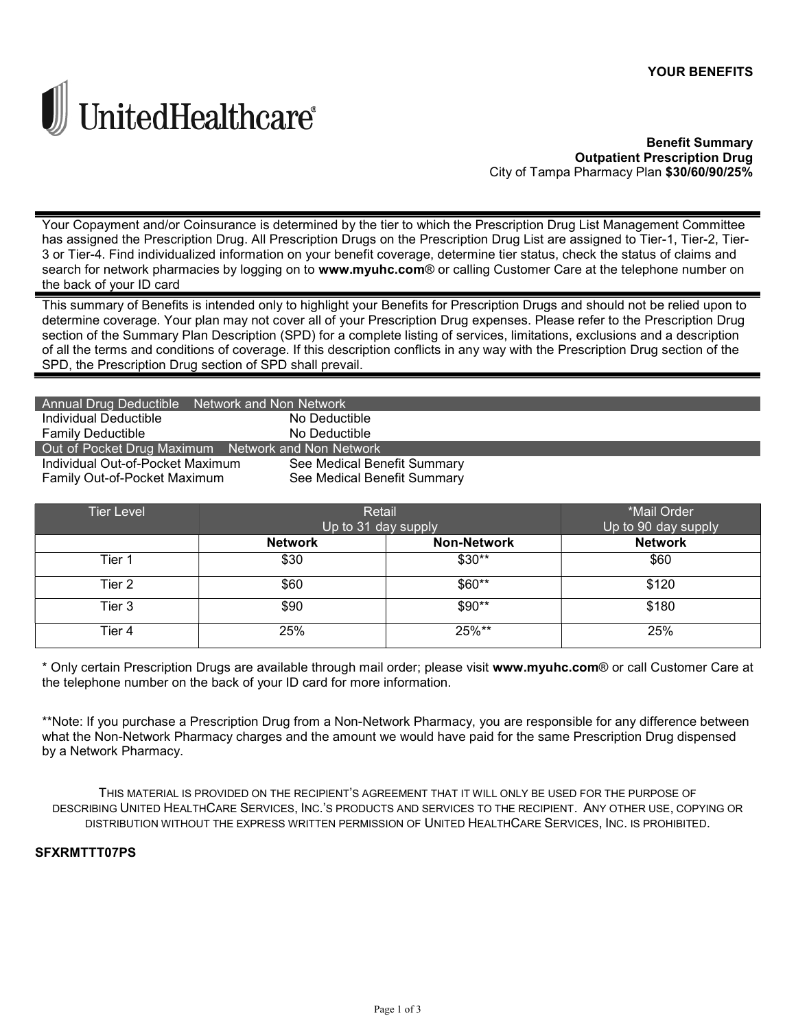YOUR BENEFITS

UnitedHealthcare

**Benefit Summary**
**Outpatient Prescription Drug**
City of Tampa Pharmacy Plan **$30/60/90/25%**

Your Copayment and/or Coinsurance is determined by the tier to which the Prescription Drug List Management Committee has assigned the Prescription Drug. All Prescription Drugs on the Prescription Drug List are assigned to Tier-1, Tier-2, Tier-3 or Tier-4. Find individualized information on your benefit coverage, determine tier status, check the status of claims and search for network pharmacies by logging on to **www.myuhc.com**® or calling Customer Care at the telephone number on the back of your ID card

This summary of Benefits is intended only to highlight your Benefits for Prescription Drugs and should not be relied upon to determine coverage. Your plan may not cover all of your Prescription Drug expenses. Please refer to the Prescription Drug section of the Summary Plan Description (SPD) for a complete listing of services, limitations, exclusions and a description of all the terms and conditions of coverage. If this description conflicts in any way with the Prescription Drug section of the SPD, the Prescription Drug section of SPD shall prevail.

| Annual Drug Deductible | Network and Non Network |
|---|---|
| Individual Deductible | No Deductible |
| Family Deductible | No Deductible |
| **Out of Pocket Drug Maximum** | **Network and Non Network** |
| Individual Out-of-Pocket Maximum | See Medical Benefit Summary |
| Family Out-of-Pocket Maximum | See Medical Benefit Summary |

| Tier Level | Retail Up to 31 day supply | | *Mail Order Up to 90 day supply |
|---|---|---|---|
| | **Network** | **Non-Network** | **Network** |
| Tier 1 | $30 | $30** | $60 |
| Tier 2 | $60 | $60** | $120 |
| Tier 3 | $90 | $90** | $180 |
| Tier 4 | 25% | 25%** | 25% |

* Only certain Prescription Drugs are available through mail order; please visit **www.myuhc.com**® or call Customer Care at the telephone number on the back of your ID card for more information.

**Note: If you purchase a Prescription Drug from a Non-Network Pharmacy, you are responsible for any difference between what the Non-Network Pharmacy charges and the amount we would have paid for the same Prescription Drug dispensed by a Network Pharmacy.

THIS MATERIAL IS PROVIDED ON THE RECIPIENT'S AGREEMENT THAT IT WILL ONLY BE USED FOR THE PURPOSE OF DESCRIBING UNITED HEALTHCARE SERVICES, INC.'S PRODUCTS AND SERVICES TO THE RECIPIENT. ANY OTHER USE, COPYING OR DISTRIBUTION WITHOUT THE EXPRESS WRITTEN PERMISSION OF UNITED HEALTHCARE SERVICES, INC. IS PROHIBITED.

**SFXRMTTT07PS**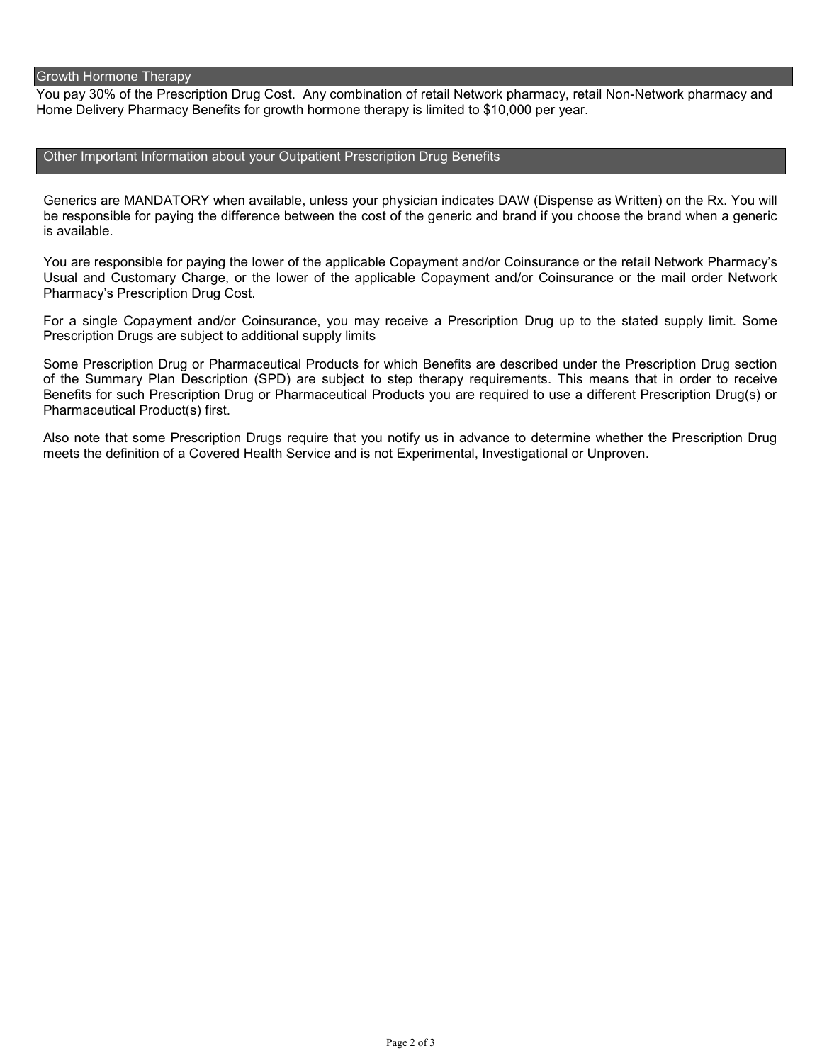## Growth Hormone Therapy

You pay 30% of the Prescription Drug Cost. Any combination of retail Network pharmacy, retail Non-Network pharmacy and Home Delivery Pharmacy Benefits for growth hormone therapy is limited to $10,000 per year.

## Other Important Information about your Outpatient Prescription Drug Benefits

Generics are MANDATORY when available, unless your physician indicates DAW (Dispense as Written) on the Rx. You will be responsible for paying the difference between the cost of the generic and brand if you choose the brand when a generic is available.

You are responsible for paying the lower of the applicable Copayment and/or Coinsurance or the retail Network Pharmacy's Usual and Customary Charge, or the lower of the applicable Copayment and/or Coinsurance or the mail order Network Pharmacy's Prescription Drug Cost.

For a single Copayment and/or Coinsurance, you may receive a Prescription Drug up to the stated supply limit. Some Prescription Drugs are subject to additional supply limits

Some Prescription Drug or Pharmaceutical Products for which Benefits are described under the Prescription Drug section of the Summary Plan Description (SPD) are subject to step therapy requirements. This means that in order to receive Benefits for such Prescription Drug or Pharmaceutical Products you are required to use a different Prescription Drug(s) or Pharmaceutical Product(s) first.

Also note that some Prescription Drugs require that you notify us in advance to determine whether the Prescription Drug meets the definition of a Covered Health Service and is not Experimental, Investigational or Unproven.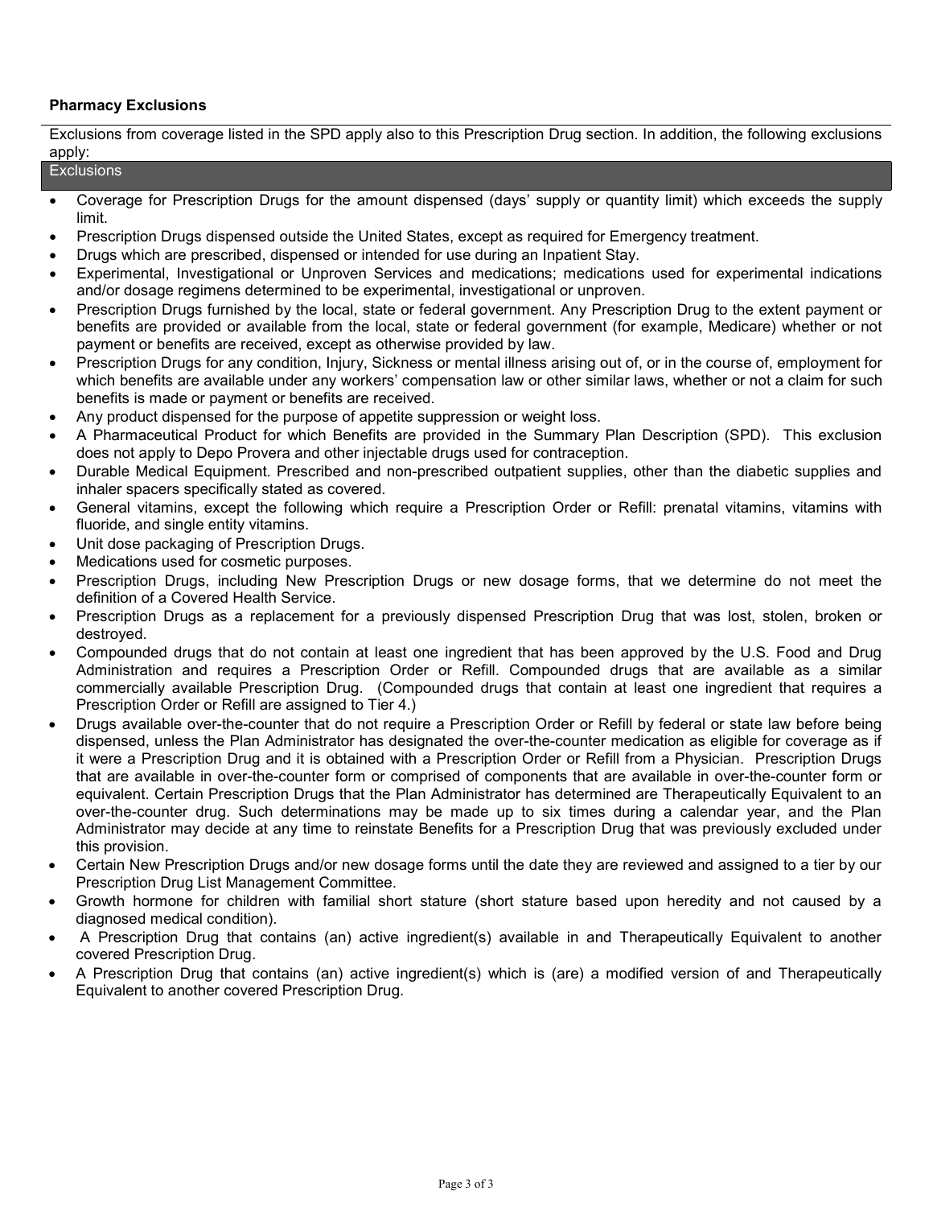**Pharmacy Exclusions**

Exclusions from coverage listed in the SPD apply also to this Prescription Drug section. In addition, the following exclusions apply:

**Exclusions**

- Coverage for Prescription Drugs for the amount dispensed (days' supply or quantity limit) which exceeds the supply limit.
- Prescription Drugs dispensed outside the United States, except as required for Emergency treatment.
- Drugs which are prescribed, dispensed or intended for use during an Inpatient Stay.
- Experimental, Investigational or Unproven Services and medications; medications used for experimental indications and/or dosage regimens determined to be experimental, investigational or unproven.
- Prescription Drugs furnished by the local, state or federal government. Any Prescription Drug to the extent payment or benefits are provided or available from the local, state or federal government (for example, Medicare) whether or not payment or benefits are received, except as otherwise provided by law.
- Prescription Drugs for any condition, Injury, Sickness or mental illness arising out of, or in the course of, employment for which benefits are available under any workers' compensation law or other similar laws, whether or not a claim for such benefits is made or payment or benefits are received.
- Any product dispensed for the purpose of appetite suppression or weight loss.
- A Pharmaceutical Product for which Benefits are provided in the Summary Plan Description (SPD). This exclusion does not apply to Depo Provera and other injectable drugs used for contraception.
- Durable Medical Equipment. Prescribed and non-prescribed outpatient supplies, other than the diabetic supplies and inhaler spacers specifically stated as covered.
- General vitamins, except the following which require a Prescription Order or Refill: prenatal vitamins, vitamins with fluoride, and single entity vitamins.
- Unit dose packaging of Prescription Drugs.
- Medications used for cosmetic purposes.
- Prescription Drugs, including New Prescription Drugs or new dosage forms, that we determine do not meet the definition of a Covered Health Service.
- Prescription Drugs as a replacement for a previously dispensed Prescription Drug that was lost, stolen, broken or destroyed.
- Compounded drugs that do not contain at least one ingredient that has been approved by the U.S. Food and Drug Administration and requires a Prescription Order or Refill. Compounded drugs that are available as a similar commercially available Prescription Drug. (Compounded drugs that contain at least one ingredient that requires a Prescription Order or Refill are assigned to Tier 4.)
- Drugs available over-the-counter that do not require a Prescription Order or Refill by federal or state law before being dispensed, unless the Plan Administrator has designated the over-the-counter medication as eligible for coverage as if it were a Prescription Drug and it is obtained with a Prescription Order or Refill from a Physician. Prescription Drugs that are available in over-the-counter form or comprised of components that are available in over-the-counter form or equivalent. Certain Prescription Drugs that the Plan Administrator has determined are Therapeutically Equivalent to an over-the-counter drug. Such determinations may be made up to six times during a calendar year, and the Plan Administrator may decide at any time to reinstate Benefits for a Prescription Drug that was previously excluded under this provision.
- Certain New Prescription Drugs and/or new dosage forms until the date they are reviewed and assigned to a tier by our Prescription Drug List Management Committee.
- Growth hormone for children with familial short stature (short stature based upon heredity and not caused by a diagnosed medical condition).
- A Prescription Drug that contains (an) active ingredient(s) available in and Therapeutically Equivalent to another covered Prescription Drug.
- A Prescription Drug that contains (an) active ingredient(s) which is (are) a modified version of and Therapeutically Equivalent to another covered Prescription Drug.